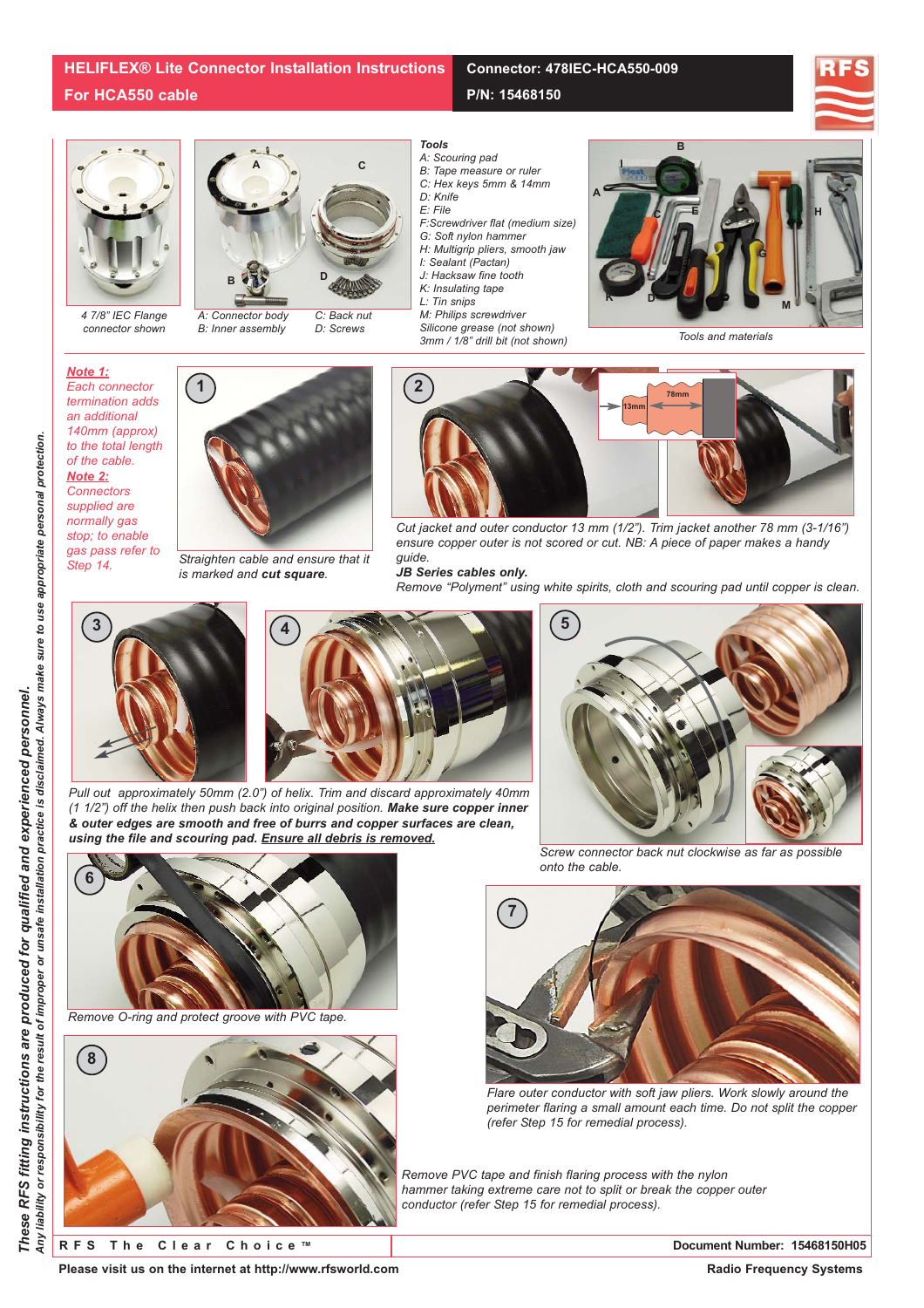# HELIFLEX® Lite Connector Installation Instructions For HCA550 cable

**Connector: 478IEC-HCA550-009**

**P/N: 15468150**

4 7/8" IEC Flange connector shown

A: Connector body
B: Inner assembly
C: Back nut
D: Screws

**Tools**

*A: Scouring pad*
*B: Tape measure or ruler*
*C: Hex keys 5mm & 14mm*
*D: Knife*
*E: File*
*F: Screwdriver flat (medium size)*
*G: Soft nylon hammer*
*H: Multigrip pliers, smooth jaw*
*I: Sealant (Pactan)*
*J: Hacksaw fine tooth*
*K: Insulating tape*
*L: Tin snips*
*M: Philips screwdriver*
*Silicone grease (not shown)*
*3mm / 1/8" drill bit (not shown)*

Tools and materials

***Note 1:*** *Each connector termination adds an additional 140mm (approx) to the total length of the cable.*

***Note 2:*** *Connectors supplied are normally gas stop; to enable gas pass refer to Step 14.*

**1** Straighten cable and ensure that it is marked and **cut square**.

**2** Cut jacket and outer conductor 13 mm (1/2"). Trim jacket another 78 mm (3-1/16") ensure copper outer is not scored or cut. NB: A piece of paper makes a handy guide.

13mm
78mm

**JB Series cables only.**
Remove "Polyment" using white spirits, cloth and scouring pad until copper is clean.

**3** **4** Pull out approximately 50mm (2.0") of helix. Trim and discard approximately 40mm (1 1/2") off the helix then push back into original position. **Make sure copper inner & outer edges are smooth and free of burrs and copper surfaces are clean, using the file and scouring pad. Ensure all debris is removed.**

**5** Screw connector back nut clockwise as far as possible onto the cable.

**6** Remove O-ring and protect groove with PVC tape.

**7** Flare outer conductor with soft jaw pliers. Work slowly around the perimeter flaring a small amount each time. Do not split the copper (refer Step 15 for remedial process).

**8** Remove PVC tape and finish flaring process with the nylon hammer taking extreme care not to split or break the copper outer conductor (refer Step 15 for remedial process).

*These RFS fitting instructions are produced for qualified and experienced personnel.*
*Any liability or responsibility for the result of improper or unsafe installation practice is disclaimed. Always make sure to use appropriate personal protection.*

RFS The Clear Choice ™

Document Number: 15468150H05

Please visit us on the internet at http://www.rfsworld.com

Radio Frequency Systems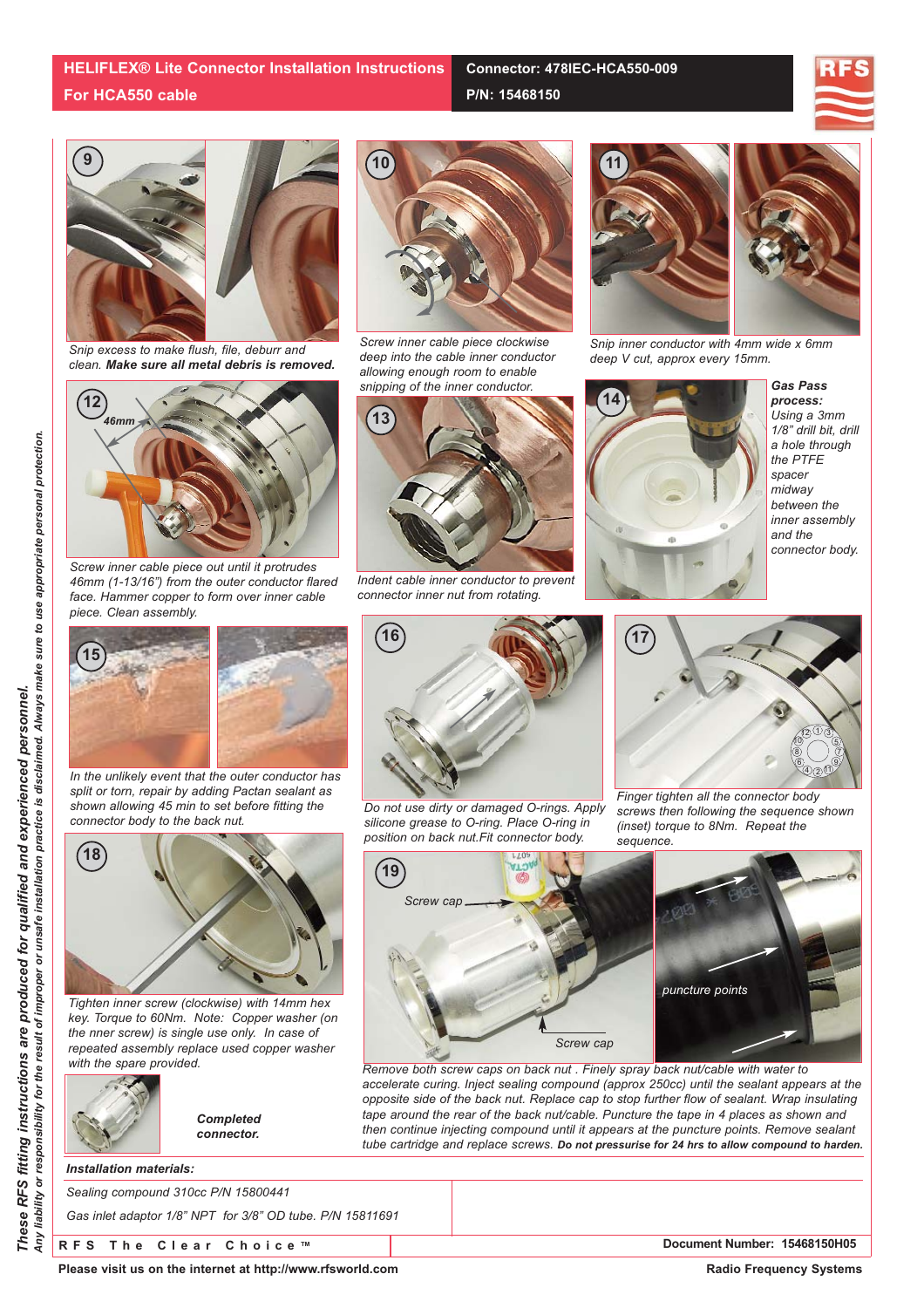# HELIFLEX® Lite Connector Installation Instructions For HCA550 cable

**Connector: 478IEC-HCA550-009**
**P/N: 15468150**

**9**
Snip excess to make flush, file, deburr and clean. **Make sure all metal debris is removed.**

**10**
Screw inner cable piece clockwise deep into the cable inner conductor allowing enough room to enable snipping of the inner conductor.

**11**
Snip inner conductor with 4mm wide x 6mm deep V cut, approx every 15mm.

**12**
46mm
Screw inner cable piece out until it protrudes 46mm (1-13/16") from the outer conductor flared face. Hammer copper to form over inner cable piece. Clean assembly.

**13**
Indent cable inner conductor to prevent connector inner nut from rotating.

**14**
**Gas Pass process:**
Using a 3mm 1/8" drill bit, drill a hole through the PTFE spacer midway between the inner assembly and the connector body.

**15**
In the unlikely event that the outer conductor has split or torn, repair by adding Pactan sealant as shown allowing 45 min to set before fitting the connector body to the back nut.

**16**
Do not use dirty or damaged O-rings. Apply silicone grease to O-ring. Place O-ring in position on back nut.Fit connector body.

**17**
Finger tighten all the connector body screws then following the sequence shown (inset) torque to 8Nm. Repeat the sequence.

**18**
Tighten inner screw (clockwise) with 14mm hex key. Torque to 60Nm. Note: Copper washer (on the nner screw) is single use only. In case of repeated assembly replace used copper washer with the spare provided.

**19**
Screw cap
Screw cap
puncture points

Remove both screw caps on back nut . Finely spray back nut/cable with water to accelerate curing. Inject sealing compound (approx 250cc) until the sealant appears at the opposite side of the back nut. Replace cap to stop further flow of sealant. Wrap insulating tape around the rear of the back nut/cable. Puncture the tape in 4 places as shown and then continue injecting compound until it appears at the puncture points. Remove sealant tube cartridge and replace screws. **Do not pressurise for 24 hrs to allow compound to harden.**

**Completed connector.**

***Installation materials:***

*Sealing compound 310cc P/N 15800441*

*Gas inlet adaptor 1/8" NPT for 3/8" OD tube. P/N 15811691*

***These RFS fitting instructions are produced for qualified and experienced personnel.***
*Any liability or responsibility for the result of improper or unsafe installation practice is disclaimed. Always make sure to use appropriate personal protection.*

**RFS The Clear Choice ™**

**Document Number: 15468150H05**

**Please visit us on the internet at http://www.rfsworld.com**

**Radio Frequency Systems**